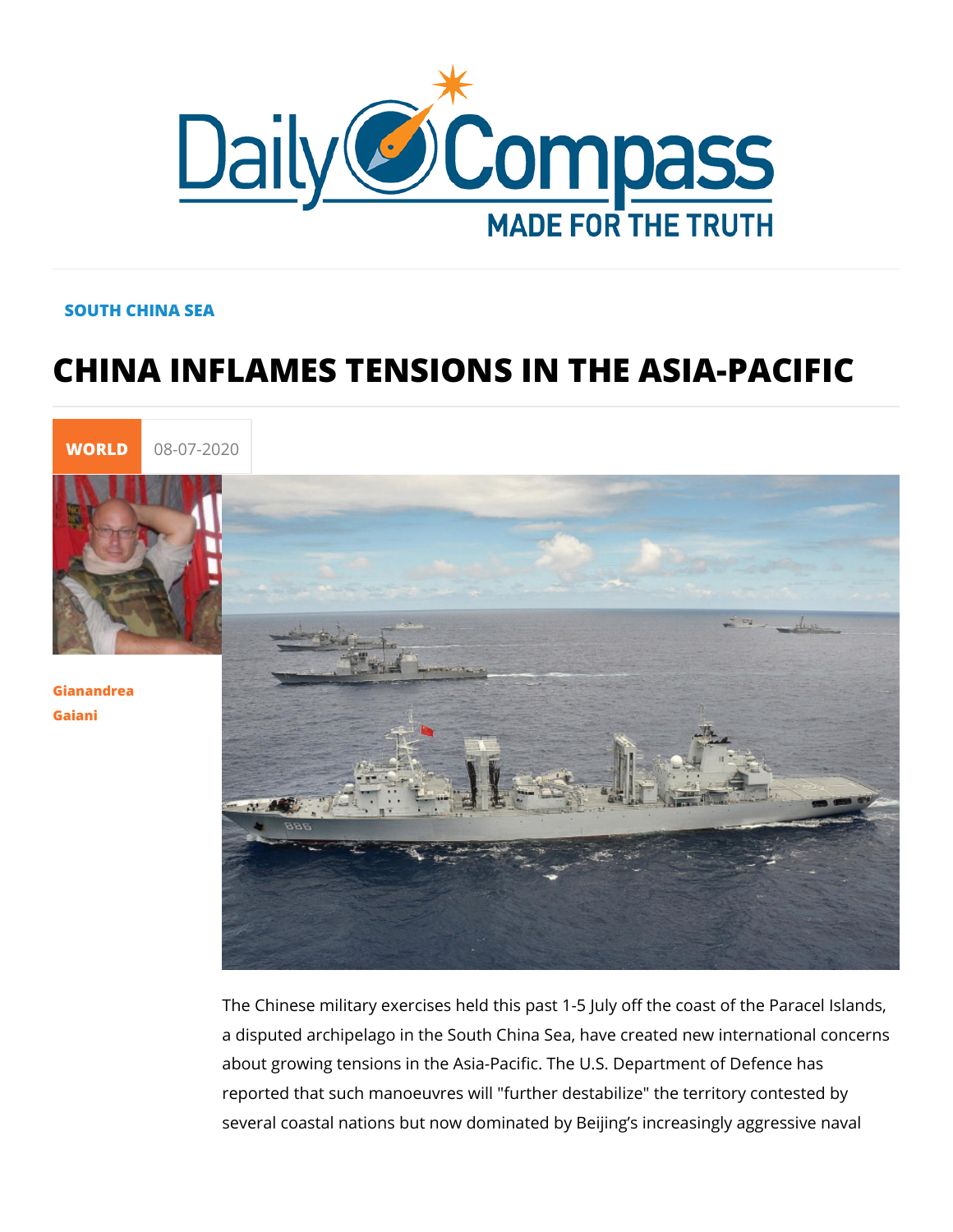SOUTH CHINA SEA

# CHINA INFLAMES TENSIONS IN THE ASIA-PACIFIC

WORLD 08-07-2020

Gianandrea Gaiani

The Chinese military exercises held this past 1-5 July off the coast of the Paracel Islands, a disputed archipelago in the South China Sea, have created new international concerns about growing tensions in the Asia-Pacific. The U.S. Department of Defence has reported that such manoeuvres will "further destabilize" the territory contested by several coastal nations but now dominated by Beijing's increasingly aggressive naval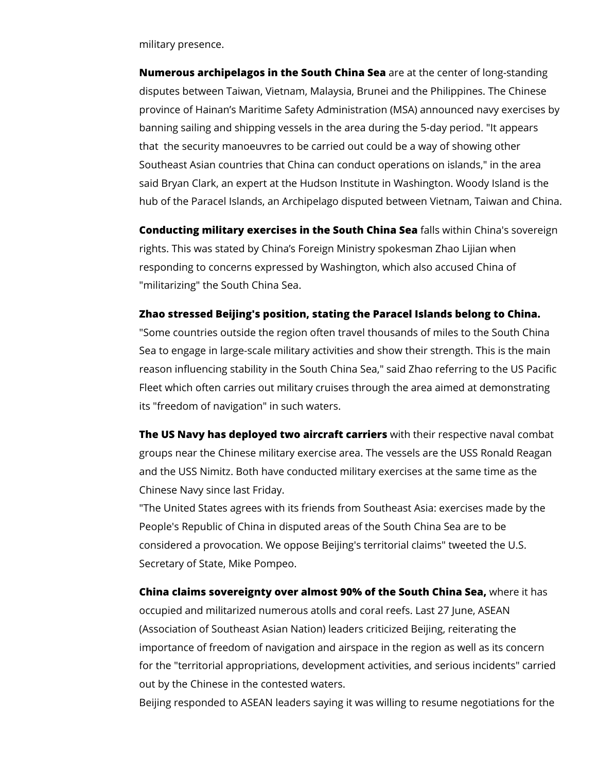military presence.

**Numerous archipelagos in the South China Sea** are at the center of long-standing disputes between Taiwan, Vietnam, Malaysia, Brunei and the Philippines. The Chinese province of Hainan's Maritime Safety Administration (MSA) announced navy exercises by banning sailing and shipping vessels in the area during the 5-day period. "It appears that  the security manoeuvres to be carried out could be a way of showing other Southeast Asian countries that China can conduct operations on islands," in the area said Bryan Clark, an expert at the Hudson Institute in Washington. Woody Island is the hub of the Paracel Islands, an Archipelago disputed between Vietnam, Taiwan and China.

**Conducting military exercises in the South China Sea** falls within China's sovereign rights. This was stated by China's Foreign Ministry spokesman Zhao Lijian when responding to concerns expressed by Washington, which also accused China of "militarizing" the South China Sea.

**Zhao stressed Beijing's position, stating the Paracel Islands belong to China.** "Some countries outside the region often travel thousands of miles to the South China Sea to engage in large-scale military activities and show their strength. This is the main reason influencing stability in the South China Sea," said Zhao referring to the US Pacific Fleet which often carries out military cruises through the area aimed at demonstrating its "freedom of navigation" in such waters.

**The US Navy has deployed two aircraft carriers** with their respective naval combat groups near the Chinese military exercise area. The vessels are the USS Ronald Reagan and the USS Nimitz. Both have conducted military exercises at the same time as the Chinese Navy since last Friday.
"The United States agrees with its friends from Southeast Asia: exercises made by the People's Republic of China in disputed areas of the South China Sea are to be considered a provocation. We oppose Beijing's territorial claims" tweeted the U.S. Secretary of State, Mike Pompeo.

**China claims sovereignty over almost 90% of the South China Sea,** where it has occupied and militarized numerous atolls and coral reefs. Last 27 June, ASEAN (Association of Southeast Asian Nation) leaders criticized Beijing, reiterating the importance of freedom of navigation and airspace in the region as well as its concern for the "territorial appropriations, development activities, and serious incidents" carried out by the Chinese in the contested waters.
Beijing responded to ASEAN leaders saying it was willing to resume negotiations for the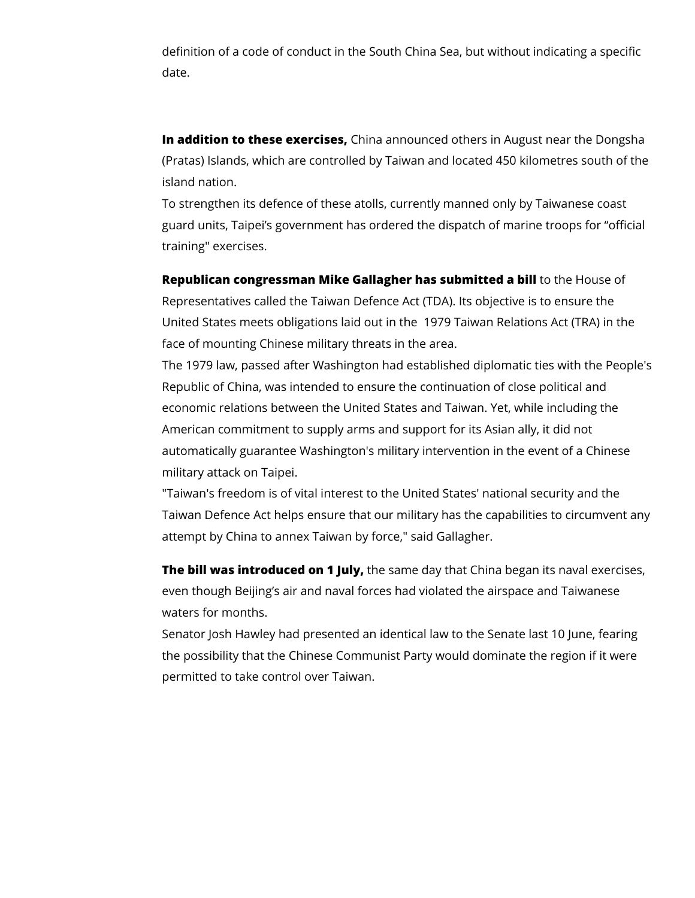definition of a code of conduct in the South China Sea, but without indicating a specific date.

**In addition to these exercises,** China announced others in August near the Dongsha (Pratas) Islands, which are controlled by Taiwan and located 450 kilometres south of the island nation.
To strengthen its defence of these atolls, currently manned only by Taiwanese coast guard units, Taipei's government has ordered the dispatch of marine troops for "official training" exercises.

**Republican congressman Mike Gallagher has submitted a bill** to the House of Representatives called the Taiwan Defence Act (TDA). Its objective is to ensure the United States meets obligations laid out in the 1979 Taiwan Relations Act (TRA) in the face of mounting Chinese military threats in the area.
The 1979 law, passed after Washington had established diplomatic ties with the People's Republic of China, was intended to ensure the continuation of close political and economic relations between the United States and Taiwan. Yet, while including the American commitment to supply arms and support for its Asian ally, it did not automatically guarantee Washington's military intervention in the event of a Chinese military attack on Taipei.
"Taiwan's freedom is of vital interest to the United States' national security and the Taiwan Defence Act helps ensure that our military has the capabilities to circumvent any attempt by China to annex Taiwan by force," said Gallagher.

**The bill was introduced on 1 July,** the same day that China began its naval exercises, even though Beijing's air and naval forces had violated the airspace and Taiwanese waters for months.
Senator Josh Hawley had presented an identical law to the Senate last 10 June, fearing the possibility that the Chinese Communist Party would dominate the region if it were permitted to take control over Taiwan.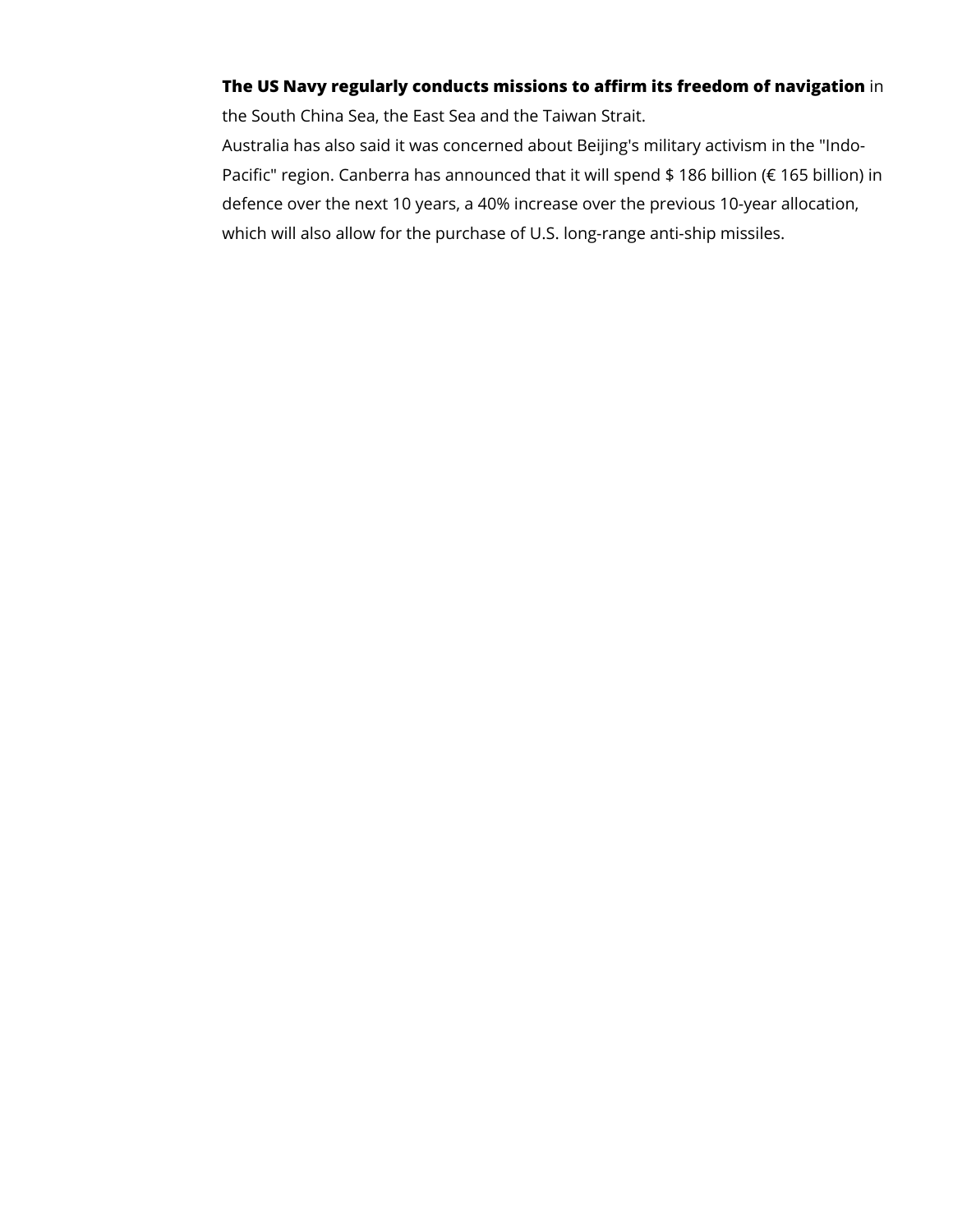**The US Navy regularly conducts missions to affirm its freedom of navigation** in the South China Sea, the East Sea and the Taiwan Strait.

Australia has also said it was concerned about Beijing's military activism in the "Indo-Pacific" region. Canberra has announced that it will spend $ 186 billion (€ 165 billion) in defence over the next 10 years, a 40% increase over the previous 10-year allocation, which will also allow for the purchase of U.S. long-range anti-ship missiles.